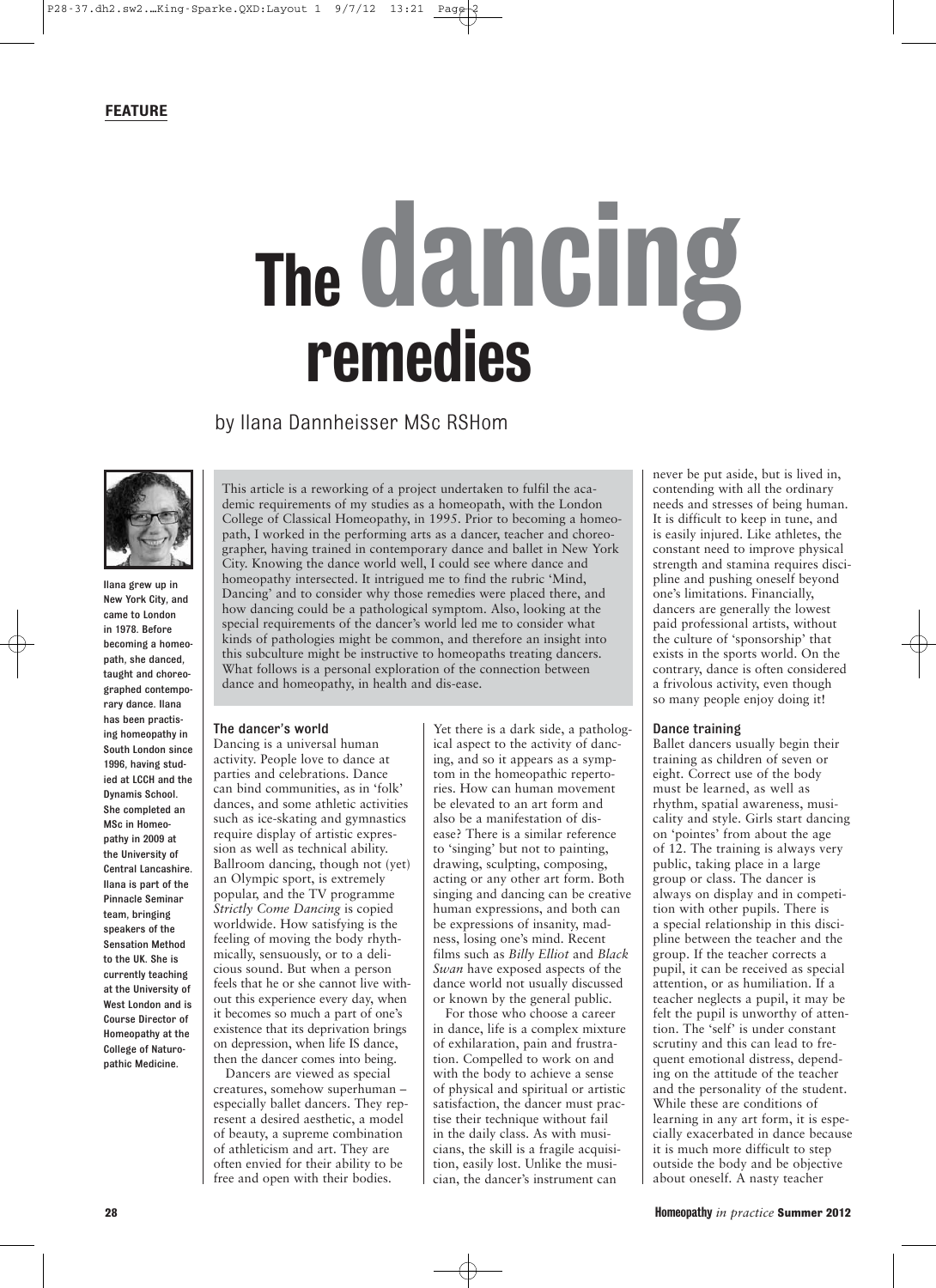FEATURE

# The dancing remedies

by Ilana Dannheisser MSc RSHom

**Ilana grew up in New York City, and came to London in 1978. Before becoming a homeopath, she danced, taught and choreographed contemporary dance. Ilana has been practising homeopathy in South London since 1996, having studied at LCCH and the Dynamis School. She completed an MSc in Homeopathy in 2009 at the University of Central Lancashire. Ilana is part of the Pinnacle Seminar team, bringing speakers of the Sensation Method to the UK. She is currently teaching at the University of West London and is Course Director of Homeopathy at the College of Naturopathic Medicine.**

This article is a reworking of a project undertaken to fulfil the academic requirements of my studies as a homeopath, with the London College of Classical Homeopathy, in 1995. Prior to becoming a homeopath, I worked in the performing arts as a dancer, teacher and choreographer, having trained in contemporary dance and ballet in New York City. Knowing the dance world well, I could see where dance and homeopathy intersected. It intrigued me to find the rubric 'Mind, Dancing' and to consider why those remedies were placed there, and how dancing could be a pathological symptom. Also, looking at the special requirements of the dancer's world led me to consider what kinds of pathologies might be common, and therefore an insight into this subculture might be instructive to homeopaths treating dancers. What follows is a personal exploration of the connection between dance and homeopathy, in health and dis-ease.

### The dancer's world

Dancing is a universal human activity. People love to dance at parties and celebrations. Dance can bind communities, as in 'folk' dances, and some athletic activities such as ice-skating and gymnastics require display of artistic expression as well as technical ability. Ballroom dancing, though not (yet) an Olympic sport, is extremely popular, and the TV programme *Strictly Come Dancing* is copied worldwide. How satisfying is the feeling of moving the body rhythmically, sensuously, or to a delicious sound. But when a person feels that he or she cannot live without this experience every day, when it becomes so much a part of one's existence that its deprivation brings on depression, when life IS dance, then the dancer comes into being.

Dancers are viewed as special creatures, somehow superhuman – especially ballet dancers. They represent a desired aesthetic, a model of beauty, a supreme combination of athleticism and art. They are often envied for their ability to be free and open with their bodies.

Yet there is a dark side, a pathological aspect to the activity of dancing, and so it appears as a symptom in the homeopathic repertories. How can human movement be elevated to an art form and also be a manifestation of disease? There is a similar reference to 'singing' but not to painting, drawing, sculpting, composing, acting or any other art form. Both singing and dancing can be creative human expressions, and both can be expressions of insanity, madness, losing one's mind. Recent films such as *Billy Elliot* and *Black Swan* have exposed aspects of the dance world not usually discussed or known by the general public.

For those who choose a career in dance, life is a complex mixture of exhilaration, pain and frustration. Compelled to work on and with the body to achieve a sense of physical and spiritual or artistic satisfaction, the dancer must practise their technique without fail in the daily class. As with musicians, the skill is a fragile acquisition, easily lost. Unlike the musician, the dancer's instrument can never be put aside, but is lived in, contending with all the ordinary needs and stresses of being human. It is difficult to keep in tune, and is easily injured. Like athletes, the constant need to improve physical strength and stamina requires discipline and pushing oneself beyond one's limitations. Financially, dancers are generally the lowest paid professional artists, without the culture of 'sponsorship' that exists in the sports world. On the contrary, dance is often considered a frivolous activity, even though so many people enjoy doing it!

### Dance training

Ballet dancers usually begin their training as children of seven or eight. Correct use of the body must be learned, as well as rhythm, spatial awareness, musicality and style. Girls start dancing on 'pointes' from about the age of 12. The training is always very public, taking place in a large group or class. The dancer is always on display and in competition with other pupils. There is a special relationship in this discipline between the teacher and the group. If the teacher corrects a pupil, it can be received as special attention, or as humiliation. If a teacher neglects a pupil, it may be felt the pupil is unworthy of attention. The 'self' is under constant scrutiny and this can lead to frequent emotional distress, depending on the attitude of the teacher and the personality of the student. While these are conditions of learning in any art form, it is especially exacerbated in dance because it is much more difficult to step outside the body and be objective about oneself. A nasty teacher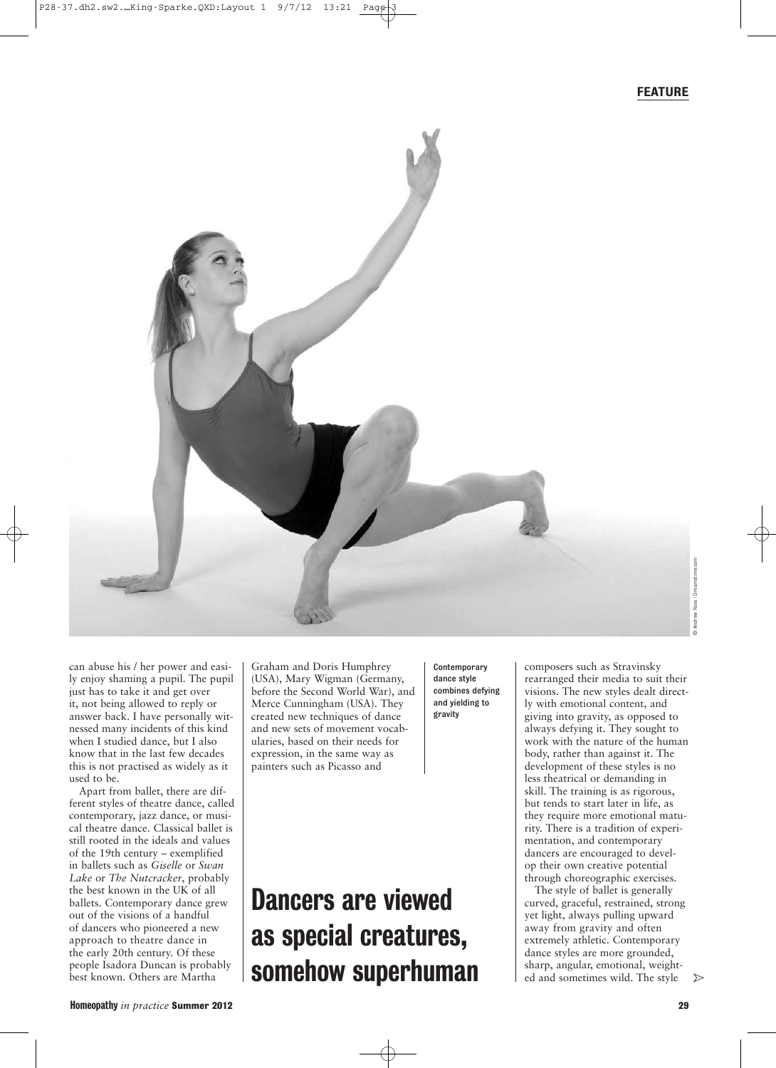can abuse his / her power and easily enjoy shaming a pupil. The pupil just has to take it and get over it, not being allowed to reply or answer back. I have personally witnessed many incidents of this kind when I studied dance, but I also know that in the last few decades this is not practised as widely as it used to be.

Apart from ballet, there are different styles of theatre dance, called contemporary, jazz dance, or musical theatre dance. Classical ballet is still rooted in the ideals and values of the 19th century – exemplified in ballets such as *Giselle* or *Swan Lake* or *The Nutcracker*, probably the best known in the UK of all ballets. Contemporary dance grew out of the visions of a handful of dancers who pioneered a new approach to theatre dance in the early 20th century. Of these people Isadora Duncan is probably best known. Others are Martha Graham and Doris Humphrey (USA), Mary Wigman (Germany, before the Second World War), and Merce Cunningham (USA). They created new techniques of dance and new sets of movement vocabularies, based on their needs for expression, in the same way as painters such as Picasso and composers such as Stravinsky rearranged their media to suit their visions. The new styles dealt directly with emotional content, and giving into gravity, as opposed to always defying it. They sought to work with the nature of the human body, rather than against it. The development of these styles is no less theatrical or demanding in skill. The training is as rigorous, but tends to start later in life, as they require more emotional maturity. There is a tradition of experimentation, and contemporary dancers are encouraged to develop their own creative potential through choreographic exercises.

Contemporary dance style combines defying and yielding to gravity

**Dancers are viewed as special creatures, somehow superhuman**

The style of ballet is generally curved, graceful, restrained, strong yet light, always pulling upward away from gravity and often extremely athletic. Contemporary dance styles are more grounded, sharp, angular, emotional, weighted and sometimes wild. The style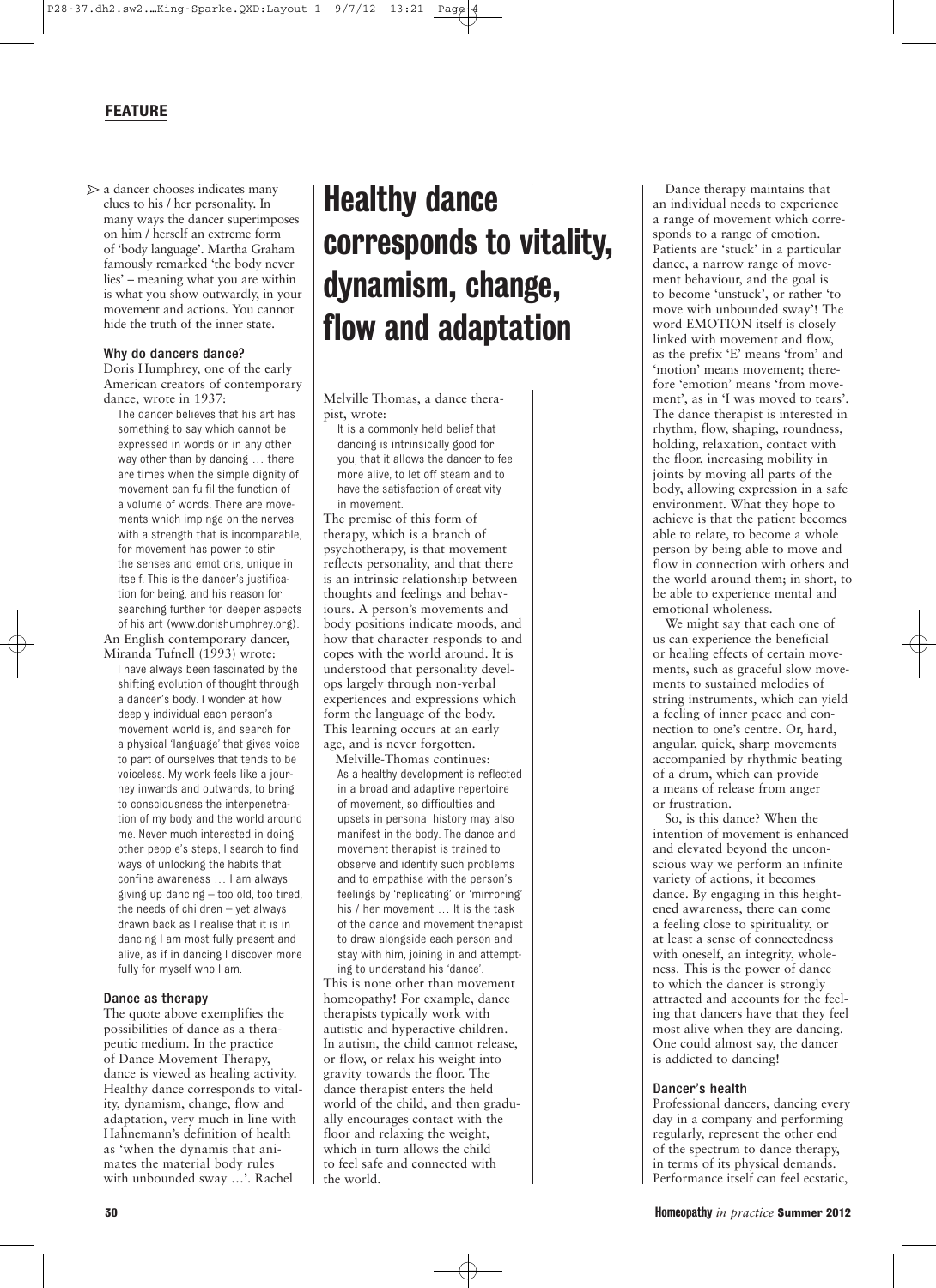a dancer chooses indicates many clues to his / her personality. In many ways the dancer superimposes on him / herself an extreme form of 'body language'. Martha Graham famously remarked 'the body never lies' – meaning what you are within is what you show outwardly, in your movement and actions. You cannot hide the truth of the inner state.

### Why do dancers dance?

Doris Humphrey, one of the early American creators of contemporary dance, wrote in 1937:

> The dancer believes that his art has something to say which cannot be expressed in words or in any other way other than by dancing … there are times when the simple dignity of movement can fulfil the function of a volume of words. There are movements which impinge on the nerves with a strength that is incomparable, for movement has power to stir the senses and emotions, unique in itself. This is the dancer's justification for being, and his reason for searching further for deeper aspects of his art (www.dorishumphrey.org).

An English contemporary dancer, Miranda Tufnell (1993) wrote:

> I have always been fascinated by the shifting evolution of thought through a dancer's body. I wonder at how deeply individual each person's movement world is, and search for a physical 'language' that gives voice to part of ourselves that tends to be voiceless. My work feels like a journey inwards and outwards, to bring to consciousness the interpenetration of my body and the world around me. Never much interested in doing other people's steps, I search to find ways of unlocking the habits that confine awareness … I am always giving up dancing – too old, too tired, the needs of children – yet always drawn back as I realise that it is in dancing I am most fully present and alive, as if in dancing I discover more fully for myself who I am.

### Dance as therapy

The quote above exemplifies the possibilities of dance as a therapeutic medium. In the practice of Dance Movement Therapy, dance is viewed as healing activity. Healthy dance corresponds to vitality, dynamism, change, flow and adaptation, very much in line with Hahnemann's definition of health as 'when the dynamis that animates the material body rules with unbounded sway …'. Rachel Melville Thomas, a dance therapist, wrote:

> It is a commonly held belief that dancing is intrinsically good for you, that it allows the dancer to feel more alive, to let off steam and to have the satisfaction of creativity in movement.

The premise of this form of therapy, which is a branch of psychotherapy, is that movement reflects personality, and that there is an intrinsic relationship between thoughts and feelings and behaviours. A person's movements and body positions indicate moods, and how that character responds to and copes with the world around. It is understood that personality develops largely through non-verbal experiences and expressions which form the language of the body. This learning occurs at an early age, and is never forgotten.

Melville-Thomas continues:

> As a healthy development is reflected in a broad and adaptive repertoire of movement, so difficulties and upsets in personal history may also manifest in the body. The dance and movement therapist is trained to observe and identify such problems and to empathise with the person's feelings by 'replicating' or 'mirroring' his / her movement … It is the task of the dance and movement therapist to draw alongside each person and stay with him, joining in and attempting to understand his 'dance'.

This is none other than movement homeopathy! For example, dance therapists typically work with autistic and hyperactive children. In autism, the child cannot release, or flow, or relax his weight into gravity towards the floor. The dance therapist enters the held world of the child, and then gradually encourages contact with the floor and relaxing the weight, which in turn allows the child to feel safe and connected with the world.

## Healthy dance corresponds to vitality, dynamism, change, flow and adaptation

Dance therapy maintains that an individual needs to experience a range of movement which corresponds to a range of emotion. Patients are 'stuck' in a particular dance, a narrow range of movement behaviour, and the goal is to become 'unstuck', or rather 'to move with unbounded sway'! The word EMOTION itself is closely linked with movement and flow, as the prefix 'E' means 'from' and 'motion' means movement; therefore 'emotion' means 'from movement', as in 'I was moved to tears'. The dance therapist is interested in rhythm, flow, shaping, roundness, holding, relaxation, contact with the floor, increasing mobility in joints by moving all parts of the body, allowing expression in a safe environment. What they hope to achieve is that the patient becomes able to relate, to become a whole person by being able to move and flow in connection with others and the world around them; in short, to be able to experience mental and emotional wholeness.

We might say that each one of us can experience the beneficial or healing effects of certain movements, such as graceful slow movements to sustained melodies of string instruments, which can yield a feeling of inner peace and connection to one's centre. Or, hard, angular, quick, sharp movements accompanied by rhythmic beating of a drum, which can provide a means of release from anger or frustration.

So, is this dance? When the intention of movement is enhanced and elevated beyond the unconscious way we perform an infinite variety of actions, it becomes dance. By engaging in this heightened awareness, there can come a feeling close to spirituality, or at least a sense of connectedness with oneself, an integrity, wholeness. This is the power of dance to which the dancer is strongly attracted and accounts for the feeling that dancers have that they feel most alive when they are dancing. One could almost say, the dancer is addicted to dancing!

### Dancer's health

Professional dancers, dancing every day in a company and performing regularly, represent the other end of the spectrum to dance therapy, in terms of its physical demands. Performance itself can feel ecstatic,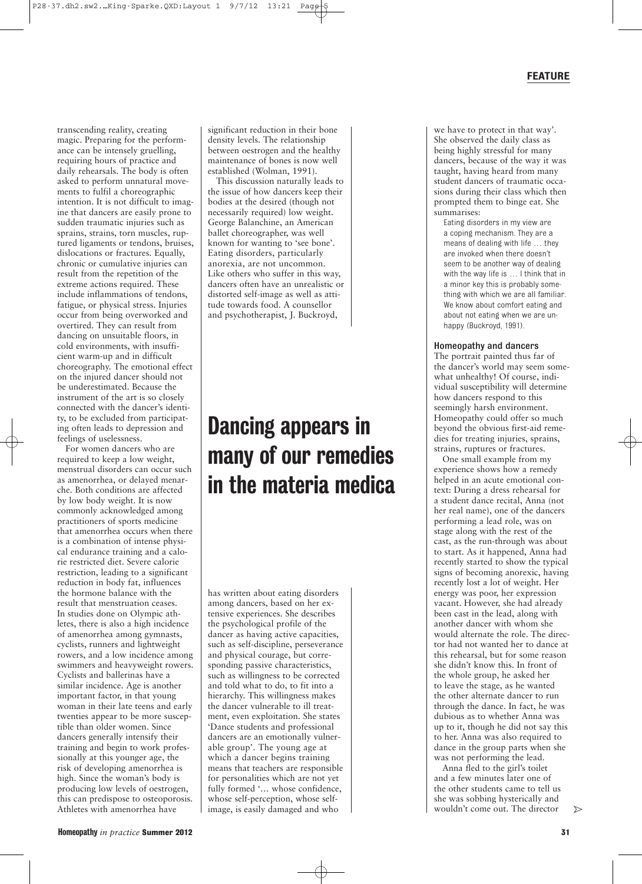transcending reality, creating magic. Preparing for the performance can be intensely gruelling, requiring hours of practice and daily rehearsals. The body is often asked to perform unnatural movements to fulfil a choreographic intention. It is not difficult to imagine that dancers are easily prone to sudden traumatic injuries such as sprains, strains, torn muscles, ruptured ligaments or tendons, bruises, dislocations or fractures. Equally, chronic or cumulative injuries can result from the repetition of the extreme actions required. These include inflammations of tendons, fatigue, or physical stress. Injuries occur from being overworked and overtired. They can result from dancing on unsuitable floors, in cold environments, with insufficient warm-up and in difficult choreography. The emotional effect on the injured dancer should not be underestimated. Because the instrument of the art is so closely connected with the dancer's identity, to be excluded from participating often leads to depression and feelings of uselessness.

For women dancers who are required to keep a low weight, menstrual disorders can occur such as amenorrhea, or delayed menarche. Both conditions are affected by low body weight. It is now commonly acknowledged among practitioners of sports medicine that amenorrhea occurs when there is a combination of intense physical endurance training and a calorie restricted diet. Severe calorie restriction, leading to a significant reduction in body fat, influences the hormone balance with the result that menstruation ceases. In studies done on Olympic athletes, there is also a high incidence of amenorrhea among gymnasts, cyclists, runners and lightweight rowers, and a low incidence among swimmers and heavyweight rowers. Cyclists and ballerinas have a similar incidence. Age is another important factor, in that young woman in their late teens and early twenties appear to be more susceptible than older women. Since dancers generally intensify their training and begin to work professionally at this younger age, the risk of developing amenorrhea is high. Since the woman's body is producing low levels of oestrogen, this can predispose to osteoporosis. Athletes with amenorrhea have significant reduction in their bone density levels. The relationship between oestrogen and the healthy maintenance of bones is now well established (Wolman, 1991).

This discussion naturally leads to the issue of how dancers keep their bodies at the desired (though not necessarily required) low weight. George Balanchine, an American ballet choreographer, was well known for wanting to 'see bone'. Eating disorders, particularly anorexia, are not uncommon. Like others who suffer in this way, dancers often have an unrealistic or distorted self-image as well as attitude towards food. A counsellor and psychotherapist, J. Buckroyd, has written about eating disorders among dancers, based on her extensive experiences. She describes the psychological profile of the dancer as having active capacities, such as self-discipline, perseverance and physical courage, but corresponding passive characteristics, such as willingness to be corrected and told what to do, to fit into a hierarchy. This willingness makes the dancer vulnerable to ill treatment, even exploitation. She states 'Dance students and professional dancers are an emotionally vulnerable group'. The young age at which a dancer begins training means that teachers are responsible for personalities which are not yet fully formed '… whose confidence, whose self-perception, whose self-image, is easily damaged and who we have to protect in that way'. She observed the daily class as being highly stressful for many dancers, because of the way it was taught, having heard from many student dancers of traumatic occasions during their class which then prompted them to binge eat. She summarises:

> Eating disorders in my view are a coping mechanism. They are a means of dealing with life … they are invoked when there doesn't seem to be another way of dealing with the way life is … I think that in a minor key this is probably something with which we are all familiar. We know about comfort eating and about not eating when we are unhappy (Buckroyd, 1991).

**Dancing appears in many of our remedies in the materia medica**

### Homeopathy and dancers

The portrait painted thus far of the dancer's world may seem somewhat unhealthy! Of course, individual susceptibility will determine how dancers respond to this seemingly harsh environment. Homeopathy could offer so much beyond the obvious first-aid remedies for treating injuries, sprains, strains, ruptures or fractures.

One small example from my experience shows how a remedy helped in an acute emotional context: During a dress rehearsal for a student dance recital, Anna (not her real name), one of the dancers performing a lead role, was on stage along with the rest of the cast, as the run-through was about to start. As it happened, Anna had recently started to show the typical signs of becoming anorexic, having recently lost a lot of weight. Her energy was poor, her expression vacant. However, she had already been cast in the lead, along with another dancer with whom she would alternate the role. The director had not wanted her to dance at this rehearsal, but for some reason she didn't know this. In front of the whole group, he asked her to leave the stage, as he wanted the other alternate dancer to run through the dance. In fact, he was dubious as to whether Anna was up to it, though he did not say this to her. Anna was also required to dance in the group parts when she was not performing the lead.

Anna fled to the girl's toilet and a few minutes later one of the other students came to tell us she was sobbing hysterically and wouldn't come out. The director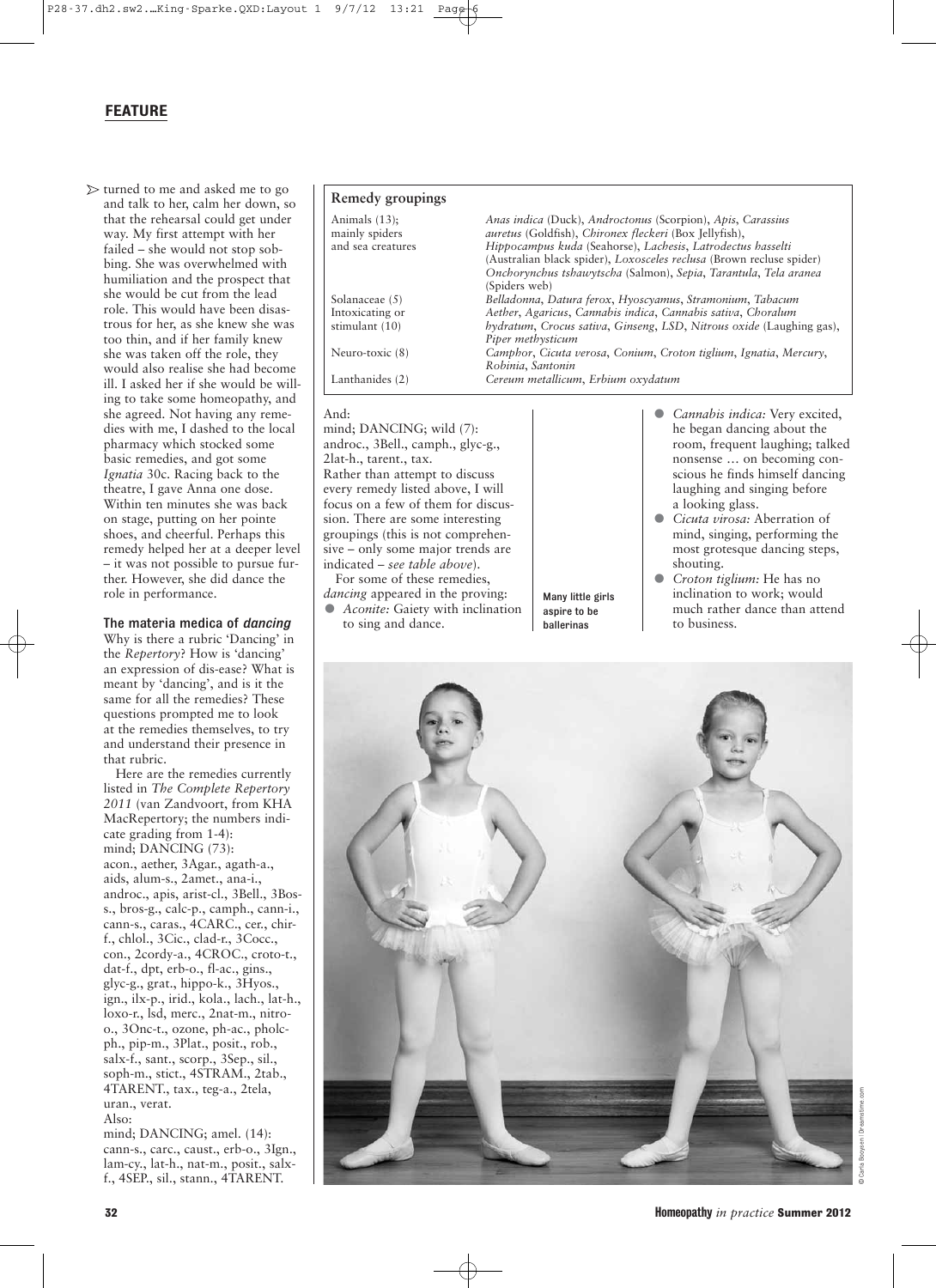turned to me and asked me to go and talk to her, calm her down, so that the rehearsal could get under way. My first attempt with her failed – she would not stop sobbing. She was overwhelmed with humiliation and the prospect that she would be cut from the lead role. This would have been disastrous for her, as she knew she was too thin, and if her family knew she was taken off the role, they would also realise she had become ill. I asked her if she would be willing to take some homeopathy, and she agreed. Not having any remedies with me, I dashed to the local pharmacy which stocked some basic remedies, and got some *Ignatia* 30c. Racing back to the theatre, I gave Anna one dose. Within ten minutes she was back on stage, putting on her pointe shoes, and cheerful. Perhaps this remedy helped her at a deeper level – it was not possible to pursue further. However, she did dance the role in performance.

### The materia medica of *dancing*

Why is there a rubric 'Dancing' in the *Repertory*? How is 'dancing' an expression of dis-ease? What is meant by 'dancing', and is it the same for all the remedies? These questions prompted me to look at the remedies themselves, to try and understand their presence in that rubric.

Here are the remedies currently listed in *The Complete Repertory 2011* (van Zandvoort, from KHA MacRepertory; the numbers indicate grading from 1-4):

mind; DANCING (73):
acon., aether, 3Agar., agath-a., aids, alum-s., 2amet., ana-i., androc., apis, arist-cl., 3Bell., 3Bos-s., bros-g., calc-p., camph., cann-i., cann-s., caras., 4CARC., cer., chir-f., chlol., 3Cic., clad-r., 3Cocc., con., 2cordy-a., 4CROC., croto-t., dat-f., dpt, erb-o., fl-ac., gins., glyc-g., grat., hippo-k., 3Hyos., ign., ilx-p., irid., kola., lach., lat-h., loxo-r., lsd, merc., 2nat-m., nitro-o., 3Onc-t., ozone, ph-ac., pholc-ph., pip-m., 3Plat., posit., rob., salx-f., sant., scorp., 3Sep., sil., soph-m., stict., 4STRAM., 2tab., 4TARENT., tax., teg-a., 2tela, uran., verat.

Also:

mind; DANCING; amel. (14):
cann-s., carc., caust., erb-o., 3Ign., lam-cy., lat-h., nat-m., posit., salx-f., 4SEP., sil., stann., 4TARENT.

**Remedy groupings**

| | |
|---|---|
| Animals (13); mainly spiders and sea creatures | *Anas indica* (Duck), *Androctonus* (Scorpion), *Apis*, *Carassius auretus* (Goldfish), *Chironex fleckeri* (Box Jellyfish), *Hippocampus kuda* (Seahorse), *Lachesis*, *Latrodectus hasselti* (Australian black spider), *Loxosceles reclusa* (Brown recluse spider) *Onchorynchus tshawytscha* (Salmon), *Sepia*, *Tarantula*, *Tela aranea* (Spiders web) |
| Solanaceae (5) | *Belladonna*, *Datura ferox*, *Hyoscyamus*, *Stramonium*, *Tabacum* |
| Intoxicating or stimulant (10) | *Aether*, *Agaricus*, *Cannabis indica*, *Cannabis sativa*, *Choralum hydratum*, *Crocus sativa*, *Ginseng*, *LSD*, *Nitrous oxide* (Laughing gas), *Piper methysticum* |
| Neuro-toxic (8) | *Camphor*, *Cicuta verosa*, *Conium*, *Croton tiglium*, *Ignatia*, *Mercury*, *Robinia*, *Santonin* |
| Lanthanides (2) | *Cereum metallicum*, *Erbium oxydatum* |

And:

mind; DANCING; wild (7):
androc., 3Bell., camph., glyc-g., 2lat-h., tarent., tax.

Rather than attempt to discuss every remedy listed above, I will focus on a few of them for discussion. There are some interesting groupings (this is not comprehensive – only some major trends are indicated – *see table above*).

For some of these remedies, *dancing* appeared in the proving:

- *Aconite:* Gaiety with inclination to sing and dance.
- *Cannabis indica:* Very excited, he began dancing about the room, frequent laughing; talked nonsense … on becoming conscious he finds himself dancing laughing and singing before a looking glass.
- *Cicuta virosa:* Aberration of mind, singing, performing the most grotesque dancing steps, shouting.
- *Croton tiglium:* He has no inclination to work; would much rather dance than attend to business.

Many little girls aspire to be ballerinas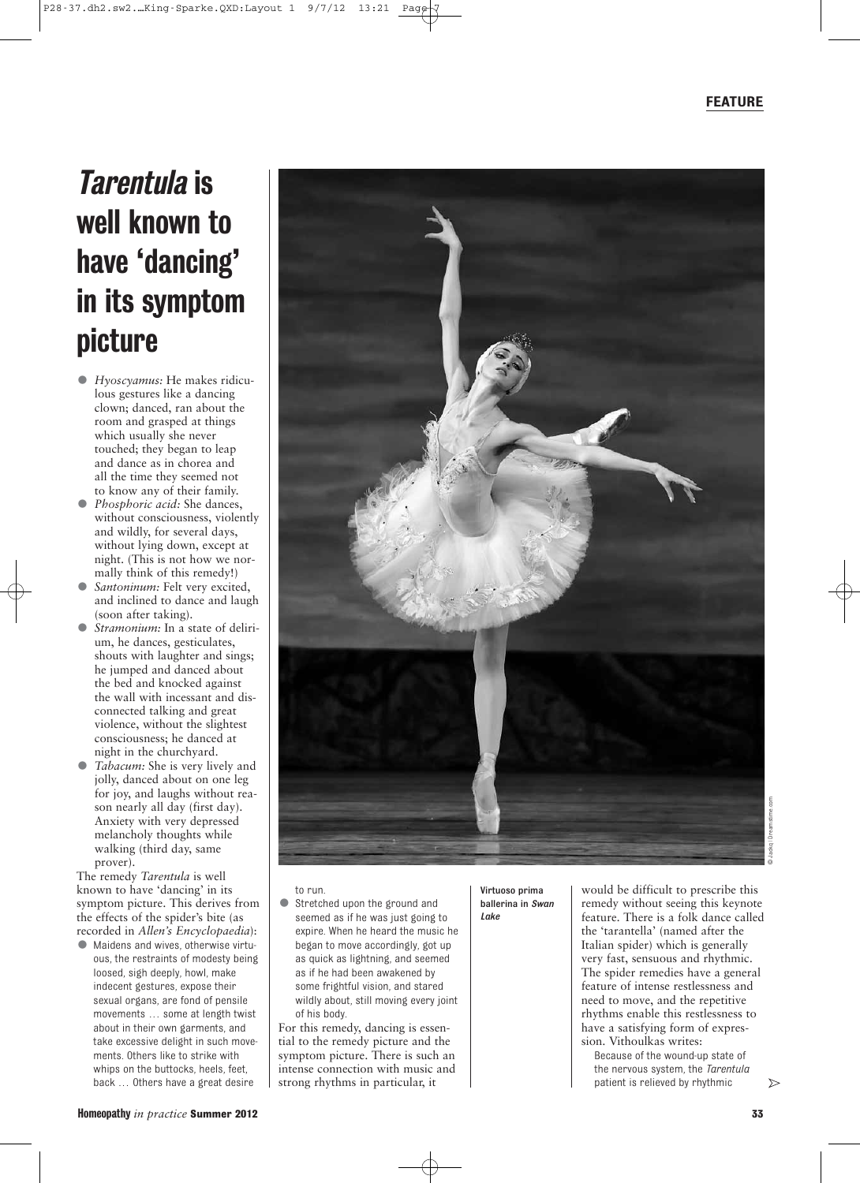# *Tarentula* is well known to have 'dancing' in its symptom picture

- *Hyoscyamus:* He makes ridiculous gestures like a dancing clown; danced, ran about the room and grasped at things which usually she never touched; they began to leap and dance as in chorea and all the time they seemed not to know any of their family.
- *Phosphoric acid:* She dances, without consciousness, violently and wildly, for several days, without lying down, except at night. (This is not how we normally think of this remedy!)
- *Santoninum:* Felt very excited, and inclined to dance and laugh (soon after taking).
- *Stramonium:* In a state of delirium, he dances, gesticulates, shouts with laughter and sings; he jumped and danced about the bed and knocked against the wall with incessant and disconnected talking and great violence, without the slightest consciousness; he danced at night in the churchyard.
- *Tabacum:* She is very lively and jolly, danced about on one leg for joy, and laughs without reason nearly all day (first day). Anxiety with very depressed melancholy thoughts while walking (third day, same prover).

The remedy *Tarentula* is well known to have 'dancing' in its symptom picture. This derives from the effects of the spider's bite (as recorded in *Allen's Encyclopaedia*):

- Maidens and wives, otherwise virtuous, the restraints of modesty being loosed, sigh deeply, howl, make indecent gestures, expose their sexual organs, are fond of pensile movements … some at length twist about in their own garments, and take excessive delight in such movements. Others like to strike with whips on the buttocks, heels, feet, back … Others have a great desire to run.
- Stretched upon the ground and seemed as if he was just going to expire. When he heard the music he began to move accordingly, got up as quick as lightning, and seemed as if he had been awakened by some frightful vision, and stared wildly about, still moving every joint of his body.

For this remedy, dancing is essential to the remedy picture and the symptom picture. There is such an intense connection with music and strong rhythms in particular, it would be difficult to prescribe this remedy without seeing this keynote feature. There is a folk dance called the 'tarantella' (named after the Italian spider) which is generally very fast, sensuous and rhythmic. The spider remedies have a general feature of intense restlessness and need to move, and the repetitive rhythms enable this restlessness to have a satisfying form of expression. Vithoulkas writes:

> Because of the wound-up state of the nervous system, the *Tarentula* patient is relieved by rhythmic

Virtuoso prima ballerina in *Swan Lake*

© Jaskiq | Dreamstime.com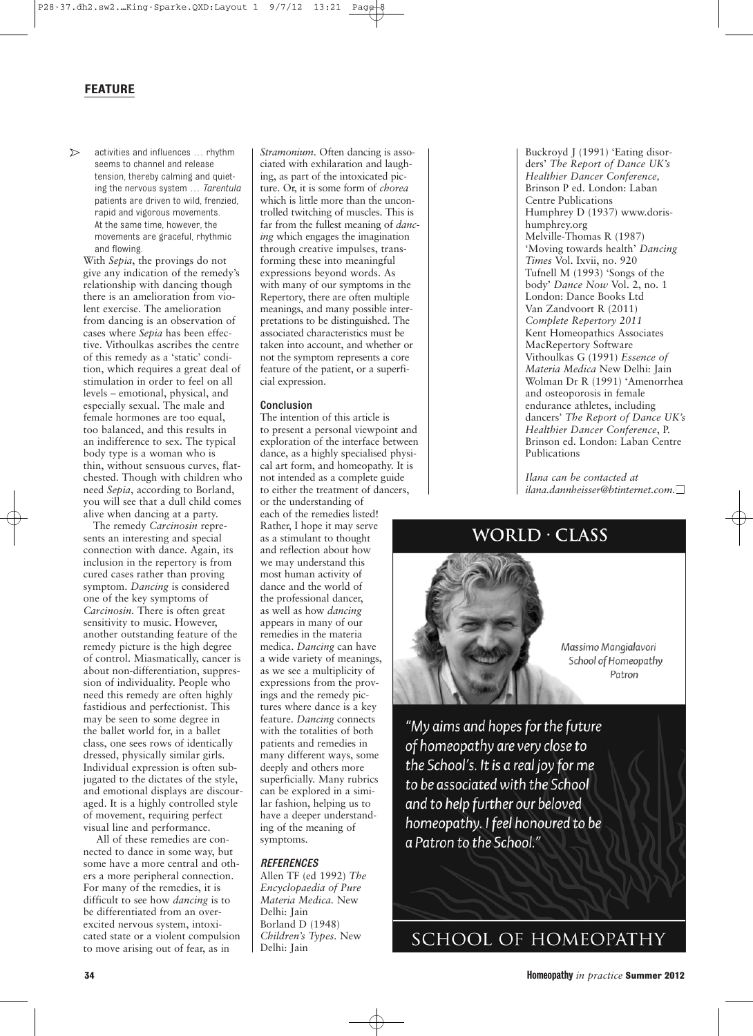activities and influences … rhythm seems to channel and release tension, thereby calming and quieting the nervous system … *Tarentula* patients are driven to wild, frenzied, rapid and vigorous movements. At the same time, however, the movements are graceful, rhythmic and flowing.

With *Sepia*, the provings do not give any indication of the remedy's relationship with dancing though there is an amelioration from violent exercise. The amelioration from dancing is an observation of cases where *Sepia* has been effective. Vithoulkas ascribes the centre of this remedy as a 'static' condition, which requires a great deal of stimulation in order to feel on all levels – emotional, physical, and especially sexual. The male and female hormones are too equal, too balanced, and this results in an indifference to sex. The typical body type is a woman who is thin, without sensuous curves, flat-chested. Though with children who need *Sepia*, according to Borland, you will see that a dull child comes alive when dancing at a party.

The remedy *Carcinosin* represents an interesting and special connection with dance. Again, its inclusion in the repertory is from cured cases rather than proving symptom. *Dancing* is considered one of the key symptoms of *Carcinosin*. There is often great sensitivity to music. However, another outstanding feature of the remedy picture is the high degree of control. Miasmatically, cancer is about non-differentiation, suppression of individuality. People who need this remedy are often highly fastidious and perfectionist. This may be seen to some degree in the ballet world for, in a ballet class, one sees rows of identically dressed, physically similar girls. Individual expression is often subjugated to the dictates of the style, and emotional displays are discouraged. It is a highly controlled style of movement, requiring perfect visual line and performance.

All of these remedies are connected to dance in some way, but some have a more central and others a more peripheral connection. For many of the remedies, it is difficult to see how *dancing* is to be differentiated from an over-excited nervous system, intoxicated state or a violent compulsion to move arising out of fear, as in *Stramonium*. Often dancing is associated with exhilaration and laughing, as part of the intoxicated picture. Or, it is some form of *chorea* which is little more than the uncontrolled twitching of muscles. This is far from the fullest meaning of *dancing* which engages the imagination through creative impulses, transforming these into meaningful expressions beyond words. As with many of our symptoms in the Repertory, there are often multiple meanings, and many possible interpretations to be distinguished. The associated characteristics must be taken into account, and whether or not the symptom represents a core feature of the patient, or a superficial expression.

### Conclusion

The intention of this article is to present a personal viewpoint and exploration of the interface between dance, as a highly specialised physical art form, and homeopathy. It is not intended as a complete guide to either the treatment of dancers, or the understanding of each of the remedies listed! Rather, I hope it may serve as a stimulant to thought and reflection about how we may understand this most human activity of dance and the world of the professional dancer, as well as how *dancing* appears in many of our remedies in the materia medica. *Dancing* can have a wide variety of meanings, as we see a multiplicity of expressions from the provings and the remedy pictures where dance is a key feature. *Dancing* connects with the totalities of both patients and remedies in many different ways, some deeply and others more superficially. Many rubrics can be explored in a similar fashion, helping us to have a deeper understanding of the meaning of symptoms.

### REFERENCES

Allen TF (ed 1992) *The Encyclopaedia of Pure Materia Medica*. New Delhi: Jain

Borland D (1948) *Children's Types*. New Delhi: Jain

Buckroyd J (1991) 'Eating disorders' *The Report of Dance UK's Healthier Dancer Conference*, Brinson P ed. London: Laban Centre Publications

Humphrey D (1937) www.doris-humphrey.org

Melville-Thomas R (1987) 'Moving towards health' *Dancing Times* Vol. lxvii, no. 920

Tufnell M (1993) 'Songs of the body' *Dance Now* Vol. 2, no. 1 London: Dance Books Ltd

Van Zandvoort R (2011) *Complete Repertory 2011* Kent Homeopathics Associates MacRepertory Software

Vithoulkas G (1991) *Essence of Materia Medica* New Delhi: Jain

Wolman Dr R (1991) 'Amenorrhea and osteoporosis in female endurance athletes, including dancers' *The Report of Dance UK's Healthier Dancer Conference*, P. Brinson ed. London: Laban Centre Publications

*Ilana can be contacted at ilana.dannheisser@btinternet.com.*

---

**WORLD · CLASS**

Massimo Mangialavori
School of Homeopathy
Patron

"My aims and hopes for the future of homeopathy are very close to the School's. It is a real joy for me to be associated with the School and to help further our beloved homeopathy. I feel honoured to be a Patron to the School."

**SCHOOL OF HOMEOPATHY**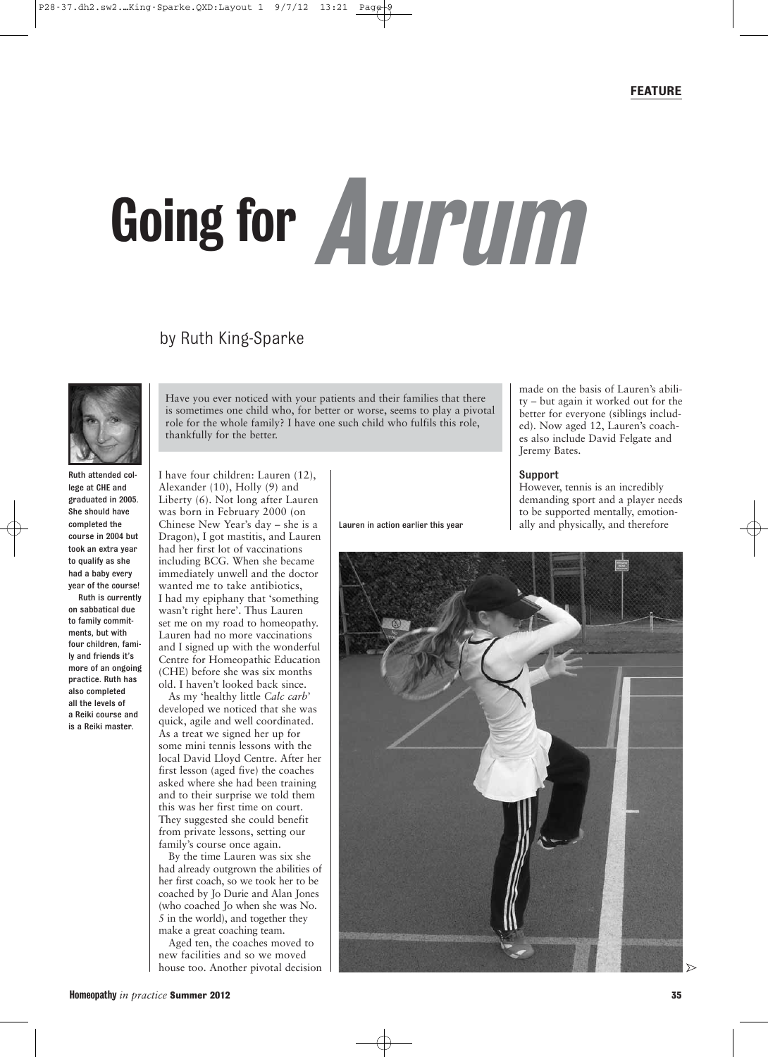FEATURE

# Going for *Aurum*

by Ruth King-Sparke

Ruth attended college at CHE and graduated in 2005. She should have completed the course in 2004 but took an extra year to qualify as she had a baby every year of the course!

Ruth is currently on sabbatical due to family commitments, but with four children, family and friends it's more of an ongoing practice. Ruth has also completed all the levels of a Reiki course and is a Reiki master.

Have you ever noticed with your patients and their families that there is sometimes one child who, for better or worse, seems to play a pivotal role for the whole family? I have one such child who fulfils this role, thankfully for the better.

I have four children: Lauren (12), Alexander (10), Holly (9) and Liberty (6). Not long after Lauren was born in February 2000 (on Chinese New Year's day – she is a Dragon), I got mastitis, and Lauren had her first lot of vaccinations including BCG. When she became immediately unwell and the doctor wanted me to take antibiotics, I had my epiphany that 'something wasn't right here'. Thus Lauren set me on my road to homeopathy. Lauren had no more vaccinations and I signed up with the wonderful Centre for Homeopathic Education (CHE) before she was six months old. I haven't looked back since.

As my 'healthy little *Calc carb*' developed we noticed that she was quick, agile and well coordinated. As a treat we signed her up for some mini tennis lessons with the local David Lloyd Centre. After her first lesson (aged five) the coaches asked where she had been training and to their surprise we told them this was her first time on court. They suggested she could benefit from private lessons, setting our family's course once again.

By the time Lauren was six she had already outgrown the abilities of her first coach, so we took her to be coached by Jo Durie and Alan Jones (who coached Jo when she was No. 5 in the world), and together they make a great coaching team.

Aged ten, the coaches moved to new facilities and so we moved house too. Another pivotal decision made on the basis of Lauren's ability – but again it worked out for the better for everyone (siblings included). Now aged 12, Lauren's coaches also include David Felgate and Jeremy Bates.

Lauren in action earlier this year

### Support

However, tennis is an incredibly demanding sport and a player needs to be supported mentally, emotionally and physically, and therefore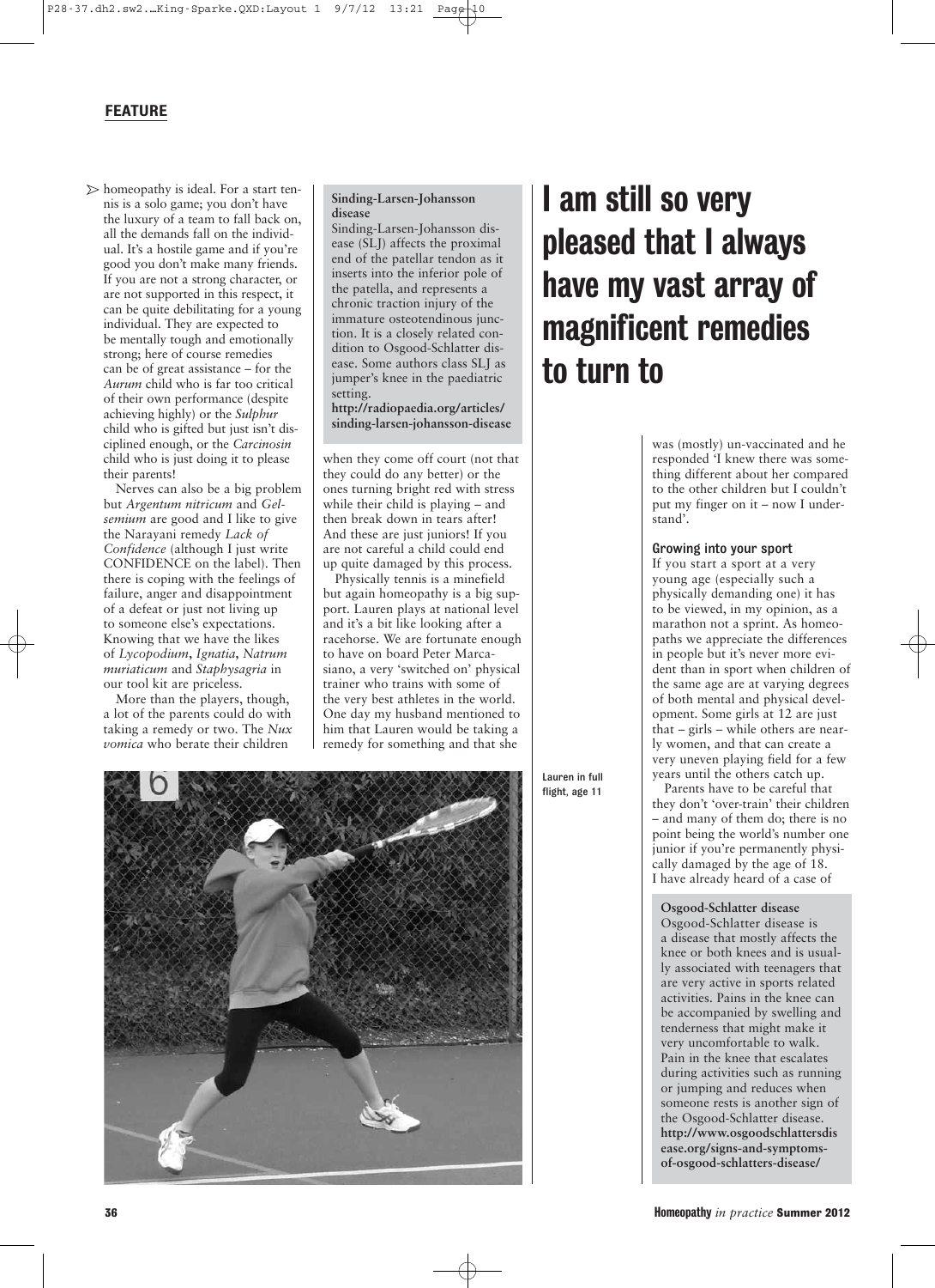homeopathy is ideal. For a start tennis is a solo game; you don't have the luxury of a team to fall back on, all the demands fall on the individual. It's a hostile game and if you're good you don't make many friends. If you are not a strong character, or are not supported in this respect, it can be quite debilitating for a young individual. They are expected to be mentally tough and emotionally strong; here of course remedies can be of great assistance – for the *Aurum* child who is far too critical of their own performance (despite achieving highly) or the *Sulphur* child who is gifted but just isn't disciplined enough, or the *Carcinosin* child who is just doing it to please their parents!

Nerves can also be a big problem but *Argentum nitricum* and *Gelsemium* are good and I like to give the Narayani remedy *Lack of Confidence* (although I just write CONFIDENCE on the label). Then there is coping with the feelings of failure, anger and disappointment of a defeat or just not living up to someone else's expectations. Knowing that we have the likes of *Lycopodium*, *Ignatia*, *Natrum muriaticum* and *Staphysagria* in our tool kit are priceless.

More than the players, though, a lot of the parents could do with taking a remedy or two. The *Nux vomica* who berate their children when they come off court (not that they could do any better) or the ones turning bright red with stress while their child is playing – and then break down in tears after! And these are just juniors! If you are not careful a child could end up quite damaged by this process.

Physically tennis is a minefield but again homeopathy is a big support. Lauren plays at national level and it's a bit like looking after a racehorse. We are fortunate enough to have on board Peter Marcasiano, a very 'switched on' physical trainer who trains with some of the very best athletes in the world. One day my husband mentioned to him that Lauren would be taking a remedy for something and that she was (mostly) un-vaccinated and he responded 'I knew there was something different about her compared to the other children but I couldn't put my finger on it – now I understand'.

**Sinding-Larsen-Johansson disease**

Sinding-Larsen-Johansson disease (SLJ) affects the proximal end of the patellar tendon as it inserts into the inferior pole of the patella, and represents a chronic traction injury of the immature osteotendinous junction. It is a closely related condition to Osgood-Schlatter disease. Some authors class SLJ as jumper's knee in the paediatric setting.
**http://radiopaedia.org/articles/sinding-larsen-johansson-disease**

## I am still so very pleased that I always have my vast array of magnificent remedies to turn to

### Growing into your sport

If you start a sport at a very young age (especially such a physically demanding one) it has to be viewed, in my opinion, as a marathon not a sprint. As homeopaths we appreciate the differences in people but it's never more evident than in sport when children of the same age are at varying degrees of both mental and physical development. Some girls at 12 are just that – girls – while others are nearly women, and that can create a very uneven playing field for a few years until the others catch up.

Parents have to be careful that they don't 'over-train' their children – and many of them do; there is no point being the world's number one junior if you're permanently physically damaged by the age of 18. I have already heard of a case of

Lauren in full flight, age 11

**Osgood-Schlatter disease**

Osgood-Schlatter disease is a disease that mostly affects the knee or both knees and is usually associated with teenagers that are very active in sports related activities. Pains in the knee can be accompanied by swelling and tenderness that might make it very uncomfortable to walk. Pain in the knee that escalates during activities such as running or jumping and reduces when someone rests is another sign of the Osgood-Schlatter disease.
**http://www.osgoodschlattersdisease.org/signs-and-symptoms-of-osgood-schlatters-disease/**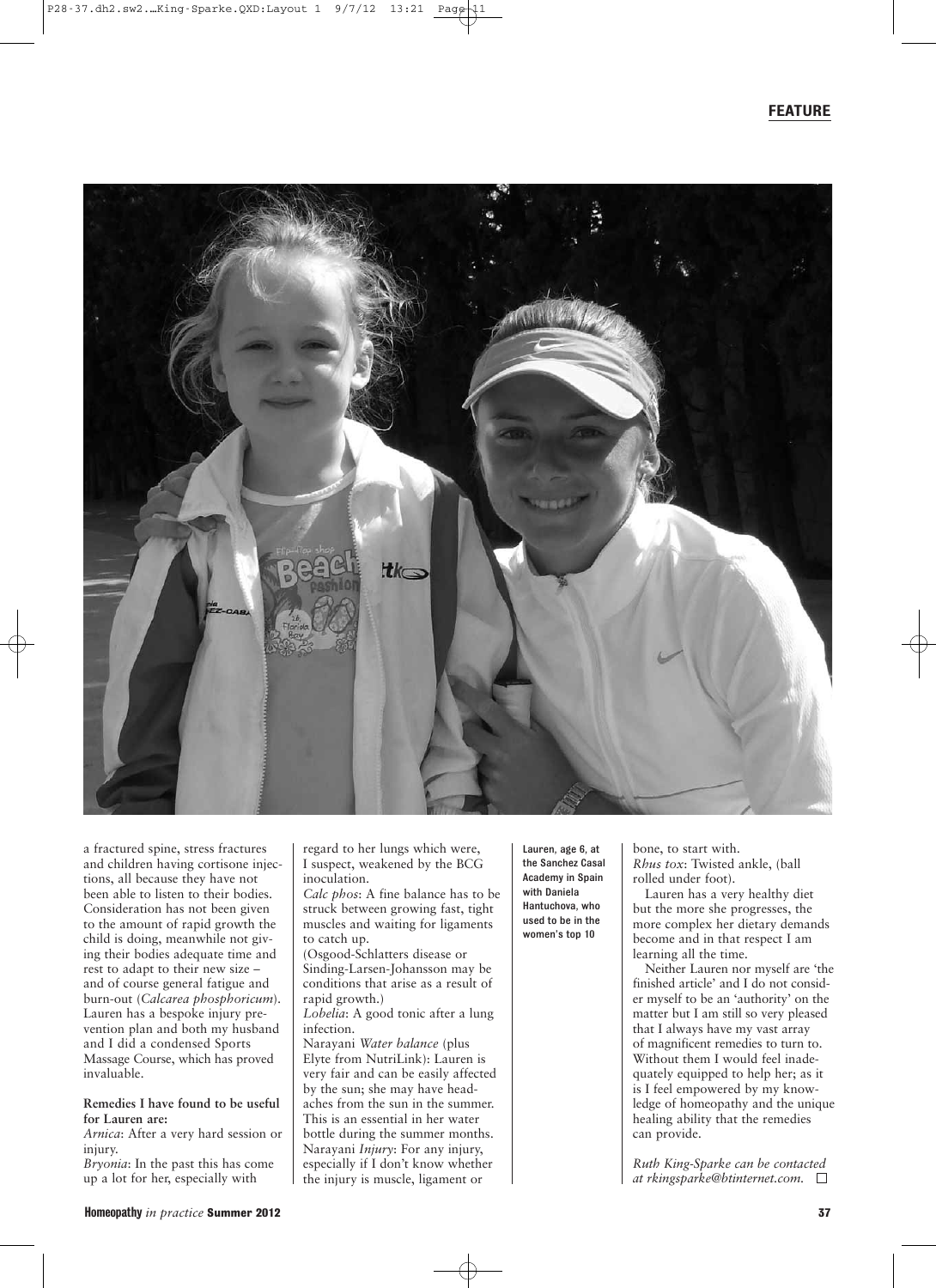a fractured spine, stress fractures and children having cortisone injections, all because they have not been able to listen to their bodies. Consideration has not been given to the amount of rapid growth the child is doing, meanwhile not giving their bodies adequate time and rest to adapt to their new size – and of course general fatigue and burn-out (*Calcarea phosphoricum*). Lauren has a bespoke injury prevention plan and both my husband and I did a condensed Sports Massage Course, which has proved invaluable.

**Remedies I have found to be useful for Lauren are:**

*Arnica*: After a very hard session or injury.

*Bryonia*: In the past this has come up a lot for her, especially with regard to her lungs which were, I suspect, weakened by the BCG inoculation.

*Calc phos*: A fine balance has to be struck between growing fast, tight muscles and waiting for ligaments to catch up.
(Osgood-Schlatters disease or Sinding-Larsen-Johansson may be conditions that arise as a result of rapid growth.)

*Lobelia*: A good tonic after a lung infection.

Narayani *Water balance* (plus Elyte from NutriLink): Lauren is very fair and can be easily affected by the sun; she may have headaches from the sun in the summer. This is an essential in her water bottle during the summer months.

Narayani *Injury*: For any injury, especially if I don't know whether the injury is muscle, ligament or bone, to start with.

*Rhus tox*: Twisted ankle, (ball rolled under foot).

Lauren, age 6, at the Sanchez Casal Academy in Spain with Daniela Hantuchova, who used to be in the women's top 10

Lauren has a very healthy diet but the more she progresses, the more complex her dietary demands become and in that respect I am learning all the time.

Neither Lauren nor myself are 'the finished article' and I do not consider myself to be an 'authority' on the matter but I am still so very pleased that I always have my vast array of magnificent remedies to turn to. Without them I would feel inadequately equipped to help her; as it is I feel empowered by my knowledge of homeopathy and the unique healing ability that the remedies can provide.

*Ruth King-Sparke can be contacted at rkingsparke@btinternet.com.*